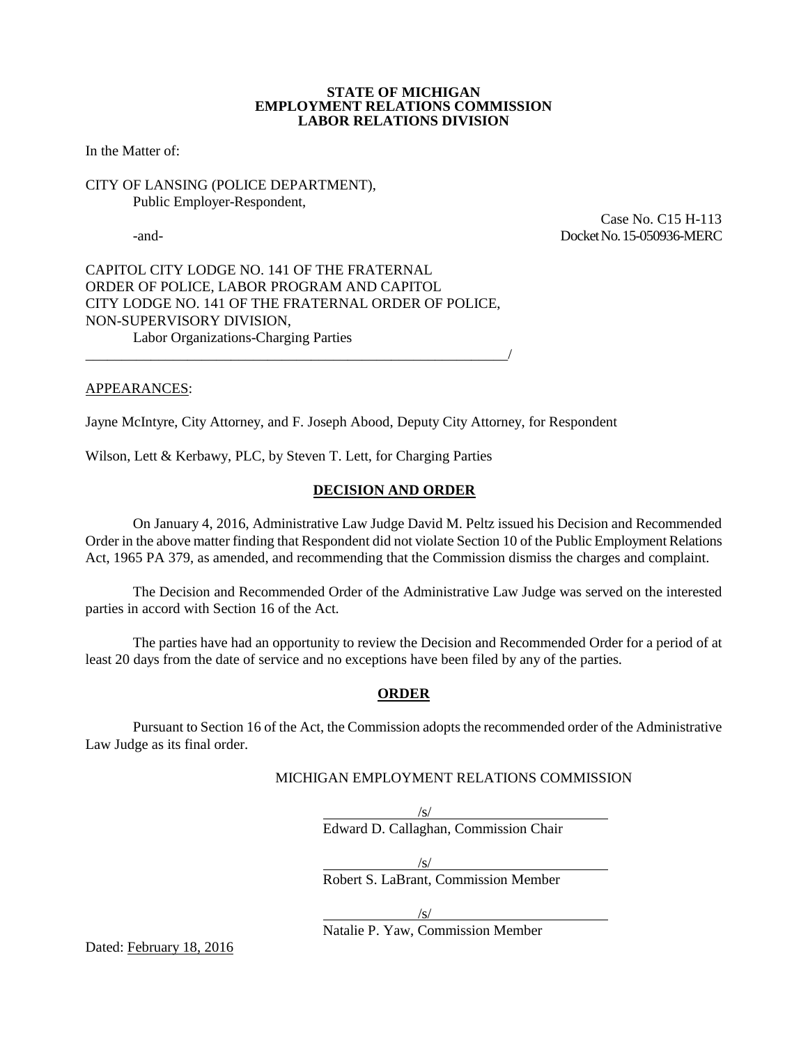**STATE OF MICHIGAN**
**EMPLOYMENT RELATIONS COMMISSION**
**LABOR RELATIONS DIVISION**

In the Matter of:

CITY OF LANSING (POLICE DEPARTMENT),
Public Employer-Respondent,

Case No. C15 H-113
Docket No. 15-050936-MERC

-and-

CAPITOL CITY LODGE NO. 141 OF THE FRATERNAL ORDER OF POLICE, LABOR PROGRAM AND CAPITOL CITY LODGE NO. 141 OF THE FRATERNAL ORDER OF POLICE, NON-SUPERVISORY DIVISION,
Labor Organizations-Charging Parties
_____________________________________________________________/

APPEARANCES:

Jayne McIntyre, City Attorney, and F. Joseph Abood, Deputy City Attorney, for Respondent

Wilson, Lett & Kerbawy, PLC, by Steven T. Lett, for Charging Parties

## DECISION AND ORDER

On January 4, 2016, Administrative Law Judge David M. Peltz issued his Decision and Recommended Order in the above matter finding that Respondent did not violate Section 10 of the Public Employment Relations Act, 1965 PA 379, as amended, and recommending that the Commission dismiss the charges and complaint.

The Decision and Recommended Order of the Administrative Law Judge was served on the interested parties in accord with Section 16 of the Act.

The parties have had an opportunity to review the Decision and Recommended Order for a period of at least 20 days from the date of service and no exceptions have been filed by any of the parties.

## ORDER

Pursuant to Section 16 of the Act, the Commission adopts the recommended order of the Administrative Law Judge as its final order.

MICHIGAN EMPLOYMENT RELATIONS COMMISSION

/s/
Edward D. Callaghan, Commission Chair

/s/
Robert S. LaBrant, Commission Member

/s/
Natalie P. Yaw, Commission Member

Dated: February 18, 2016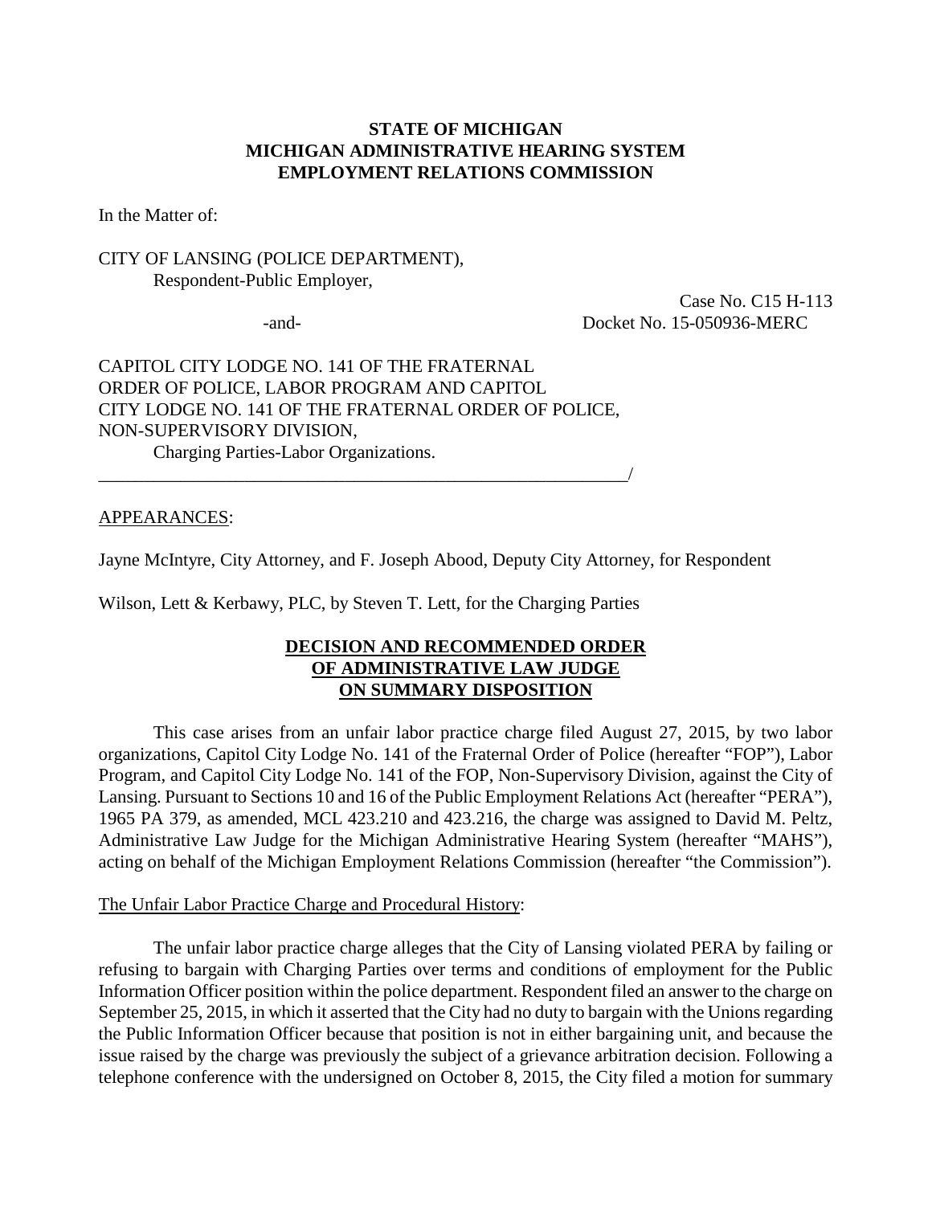**STATE OF MICHIGAN**
**MICHIGAN ADMINISTRATIVE HEARING SYSTEM**
**EMPLOYMENT RELATIONS COMMISSION**

In the Matter of:

CITY OF LANSING (POLICE DEPARTMENT),
Respondent-Public Employer,

Case No. C15 H-113
-and- Docket No. 15-050936-MERC

CAPITOL CITY LODGE NO. 141 OF THE FRATERNAL ORDER OF POLICE, LABOR PROGRAM AND CAPITOL CITY LODGE NO. 141 OF THE FRATERNAL ORDER OF POLICE, NON-SUPERVISORY DIVISION,
Charging Parties-Labor Organizations.
_______________________________________________________________/

APPEARANCES:

Jayne McIntyre, City Attorney, and F. Joseph Abood, Deputy City Attorney, for Respondent

Wilson, Lett & Kerbawy, PLC, by Steven T. Lett, for the Charging Parties

**DECISION AND RECOMMENDED ORDER**
**OF ADMINISTRATIVE LAW JUDGE**
**ON SUMMARY DISPOSITION**

This case arises from an unfair labor practice charge filed August 27, 2015, by two labor organizations, Capitol City Lodge No. 141 of the Fraternal Order of Police (hereafter "FOP"), Labor Program, and Capitol City Lodge No. 141 of the FOP, Non-Supervisory Division, against the City of Lansing. Pursuant to Sections 10 and 16 of the Public Employment Relations Act (hereafter "PERA"), 1965 PA 379, as amended, MCL 423.210 and 423.216, the charge was assigned to David M. Peltz, Administrative Law Judge for the Michigan Administrative Hearing System (hereafter "MAHS"), acting on behalf of the Michigan Employment Relations Commission (hereafter "the Commission").

The Unfair Labor Practice Charge and Procedural History:

The unfair labor practice charge alleges that the City of Lansing violated PERA by failing or refusing to bargain with Charging Parties over terms and conditions of employment for the Public Information Officer position within the police department. Respondent filed an answer to the charge on September 25, 2015, in which it asserted that the City had no duty to bargain with the Unions regarding the Public Information Officer because that position is not in either bargaining unit, and because the issue raised by the charge was previously the subject of a grievance arbitration decision. Following a telephone conference with the undersigned on October 8, 2015, the City filed a motion for summary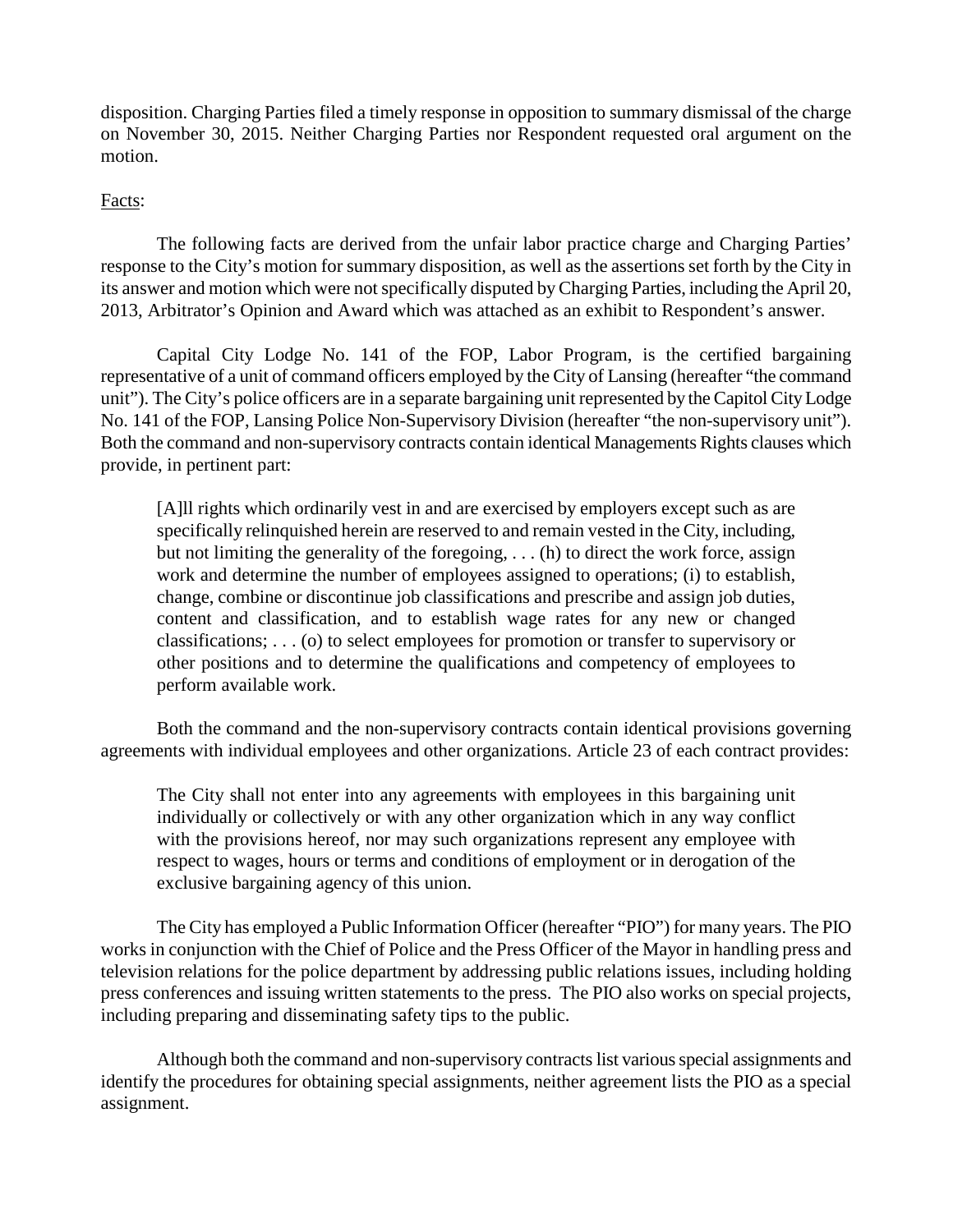disposition. Charging Parties filed a timely response in opposition to summary dismissal of the charge on November 30, 2015. Neither Charging Parties nor Respondent requested oral argument on the motion.

Facts:

The following facts are derived from the unfair labor practice charge and Charging Parties' response to the City's motion for summary disposition, as well as the assertions set forth by the City in its answer and motion which were not specifically disputed by Charging Parties, including the April 20, 2013, Arbitrator's Opinion and Award which was attached as an exhibit to Respondent's answer.

Capital City Lodge No. 141 of the FOP, Labor Program, is the certified bargaining representative of a unit of command officers employed by the City of Lansing (hereafter "the command unit"). The City's police officers are in a separate bargaining unit represented by the Capitol City Lodge No. 141 of the FOP, Lansing Police Non-Supervisory Division (hereafter "the non-supervisory unit"). Both the command and non-supervisory contracts contain identical Managements Rights clauses which provide, in pertinent part:

> [A]ll rights which ordinarily vest in and are exercised by employers except such as are specifically relinquished herein are reserved to and remain vested in the City, including, but not limiting the generality of the foregoing, . . . (h) to direct the work force, assign work and determine the number of employees assigned to operations; (i) to establish, change, combine or discontinue job classifications and prescribe and assign job duties, content and classification, and to establish wage rates for any new or changed classifications; . . . (o) to select employees for promotion or transfer to supervisory or other positions and to determine the qualifications and competency of employees to perform available work.

Both the command and the non-supervisory contracts contain identical provisions governing agreements with individual employees and other organizations. Article 23 of each contract provides:

> The City shall not enter into any agreements with employees in this bargaining unit individually or collectively or with any other organization which in any way conflict with the provisions hereof, nor may such organizations represent any employee with respect to wages, hours or terms and conditions of employment or in derogation of the exclusive bargaining agency of this union.

The City has employed a Public Information Officer (hereafter "PIO") for many years. The PIO works in conjunction with the Chief of Police and the Press Officer of the Mayor in handling press and television relations for the police department by addressing public relations issues, including holding press conferences and issuing written statements to the press. The PIO also works on special projects, including preparing and disseminating safety tips to the public.

Although both the command and non-supervisory contracts list various special assignments and identify the procedures for obtaining special assignments, neither agreement lists the PIO as a special assignment.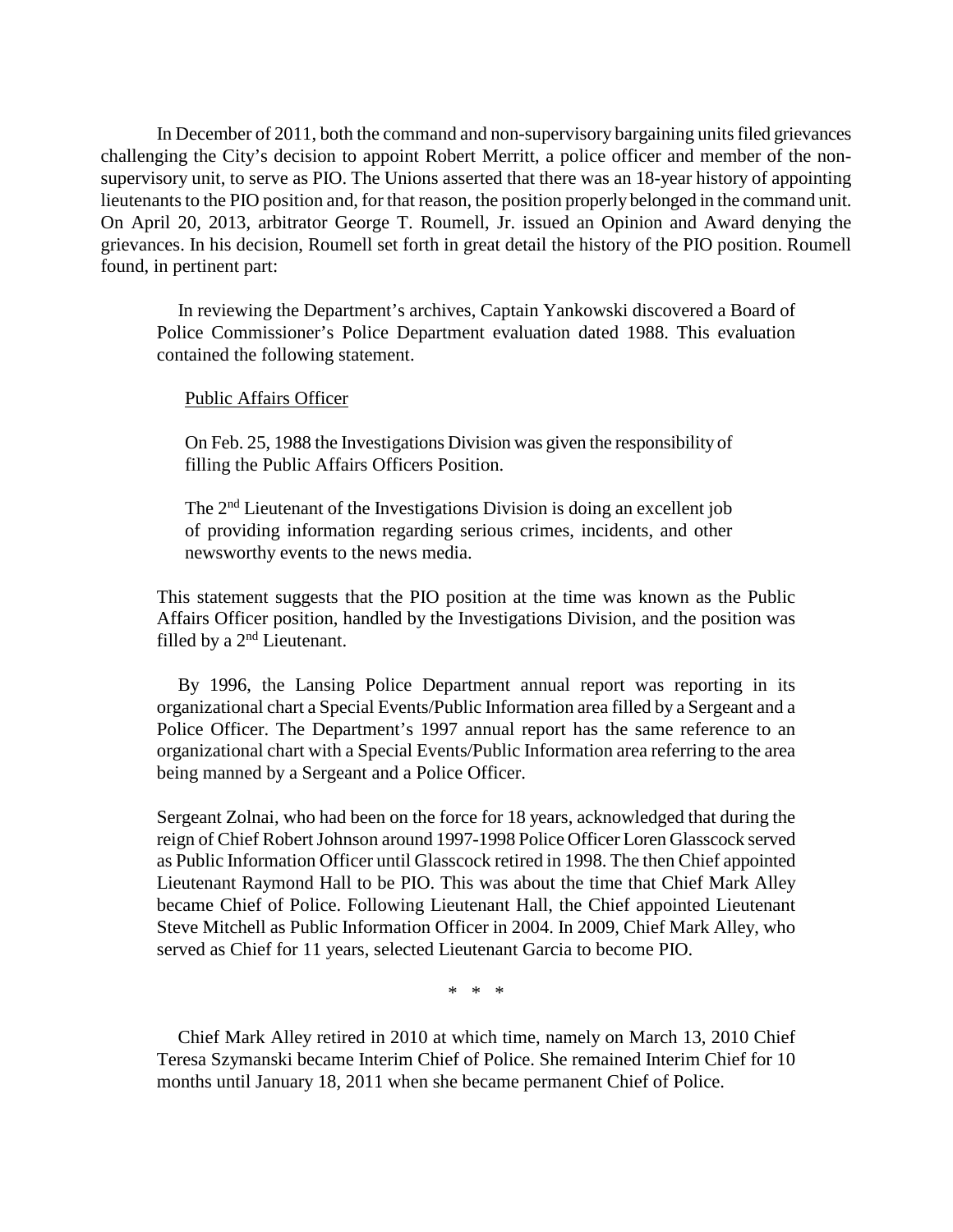In December of 2011, both the command and non-supervisory bargaining units filed grievances challenging the City's decision to appoint Robert Merritt, a police officer and member of the non-supervisory unit, to serve as PIO. The Unions asserted that there was an 18-year history of appointing lieutenants to the PIO position and, for that reason, the position properly belonged in the command unit. On April 20, 2013, arbitrator George T. Roumell, Jr. issued an Opinion and Award denying the grievances. In his decision, Roumell set forth in great detail the history of the PIO position. Roumell found, in pertinent part:

> In reviewing the Department's archives, Captain Yankowski discovered a Board of Police Commissioner's Police Department evaluation dated 1988. This evaluation contained the following statement.
>
> > <u>Public Affairs Officer</u>
> >
> > On Feb. 25, 1988 the Investigations Division was given the responsibility of filling the Public Affairs Officers Position.
> >
> > The 2nd Lieutenant of the Investigations Division is doing an excellent job of providing information regarding serious crimes, incidents, and other newsworthy events to the news media.
>
> This statement suggests that the PIO position at the time was known as the Public Affairs Officer position, handled by the Investigations Division, and the position was filled by a 2nd Lieutenant.
>
> By 1996, the Lansing Police Department annual report was reporting in its organizational chart a Special Events/Public Information area filled by a Sergeant and a Police Officer. The Department's 1997 annual report has the same reference to an organizational chart with a Special Events/Public Information area referring to the area being manned by a Sergeant and a Police Officer.
>
> Sergeant Zolnai, who had been on the force for 18 years, acknowledged that during the reign of Chief Robert Johnson around 1997-1998 Police Officer Loren Glasscock served as Public Information Officer until Glasscock retired in 1998. The then Chief appointed Lieutenant Raymond Hall to be PIO. This was about the time that Chief Mark Alley became Chief of Police. Following Lieutenant Hall, the Chief appointed Lieutenant Steve Mitchell as Public Information Officer in 2004. In 2009, Chief Mark Alley, who served as Chief for 11 years, selected Lieutenant Garcia to become PIO.
>
> \* \* \*
>
> Chief Mark Alley retired in 2010 at which time, namely on March 13, 2010 Chief Teresa Szymanski became Interim Chief of Police. She remained Interim Chief for 10 months until January 18, 2011 when she became permanent Chief of Police.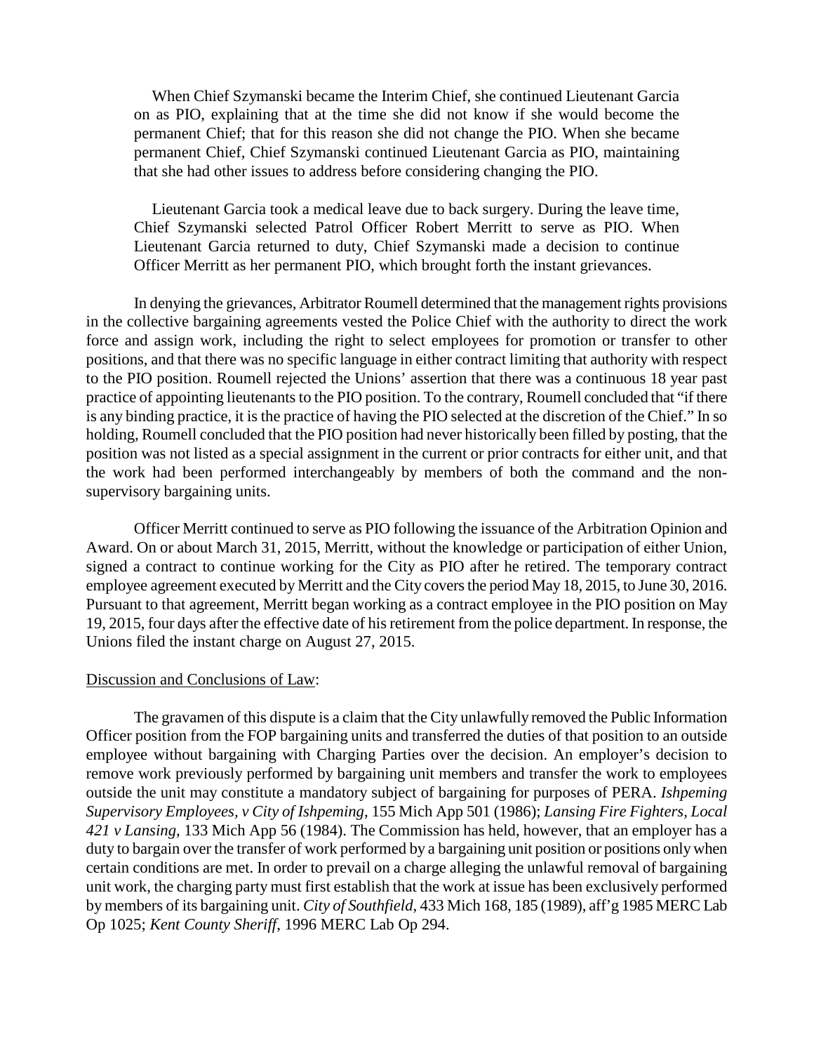When Chief Szymanski became the Interim Chief, she continued Lieutenant Garcia on as PIO, explaining that at the time she did not know if she would become the permanent Chief; that for this reason she did not change the PIO. When she became permanent Chief, Chief Szymanski continued Lieutenant Garcia as PIO, maintaining that she had other issues to address before considering changing the PIO.

> Lieutenant Garcia took a medical leave due to back surgery. During the leave time, Chief Szymanski selected Patrol Officer Robert Merritt to serve as PIO. When Lieutenant Garcia returned to duty, Chief Szymanski made a decision to continue Officer Merritt as her permanent PIO, which brought forth the instant grievances.

In denying the grievances, Arbitrator Roumell determined that the management rights provisions in the collective bargaining agreements vested the Police Chief with the authority to direct the work force and assign work, including the right to select employees for promotion or transfer to other positions, and that there was no specific language in either contract limiting that authority with respect to the PIO position. Roumell rejected the Unions' assertion that there was a continuous 18 year past practice of appointing lieutenants to the PIO position. To the contrary, Roumell concluded that "if there is any binding practice, it is the practice of having the PIO selected at the discretion of the Chief." In so holding, Roumell concluded that the PIO position had never historically been filled by posting, that the position was not listed as a special assignment in the current or prior contracts for either unit, and that the work had been performed interchangeably by members of both the command and the non-supervisory bargaining units.

Officer Merritt continued to serve as PIO following the issuance of the Arbitration Opinion and Award. On or about March 31, 2015, Merritt, without the knowledge or participation of either Union, signed a contract to continue working for the City as PIO after he retired. The temporary contract employee agreement executed by Merritt and the City covers the period May 18, 2015, to June 30, 2016. Pursuant to that agreement, Merritt began working as a contract employee in the PIO position on May 19, 2015, four days after the effective date of his retirement from the police department. In response, the Unions filed the instant charge on August 27, 2015.

Discussion and Conclusions of Law:

The gravamen of this dispute is a claim that the City unlawfully removed the Public Information Officer position from the FOP bargaining units and transferred the duties of that position to an outside employee without bargaining with Charging Parties over the decision. An employer's decision to remove work previously performed by bargaining unit members and transfer the work to employees outside the unit may constitute a mandatory subject of bargaining for purposes of PERA. *Ishpeming Supervisory Employees, v City of Ishpeming*, 155 Mich App 501 (1986); *Lansing Fire Fighters, Local 421 v Lansing*, 133 Mich App 56 (1984). The Commission has held, however, that an employer has a duty to bargain over the transfer of work performed by a bargaining unit position or positions only when certain conditions are met. In order to prevail on a charge alleging the unlawful removal of bargaining unit work, the charging party must first establish that the work at issue has been exclusively performed by members of its bargaining unit. *City of Southfield*, 433 Mich 168, 185 (1989), aff'g 1985 MERC Lab Op 1025; *Kent County Sheriff*, 1996 MERC Lab Op 294.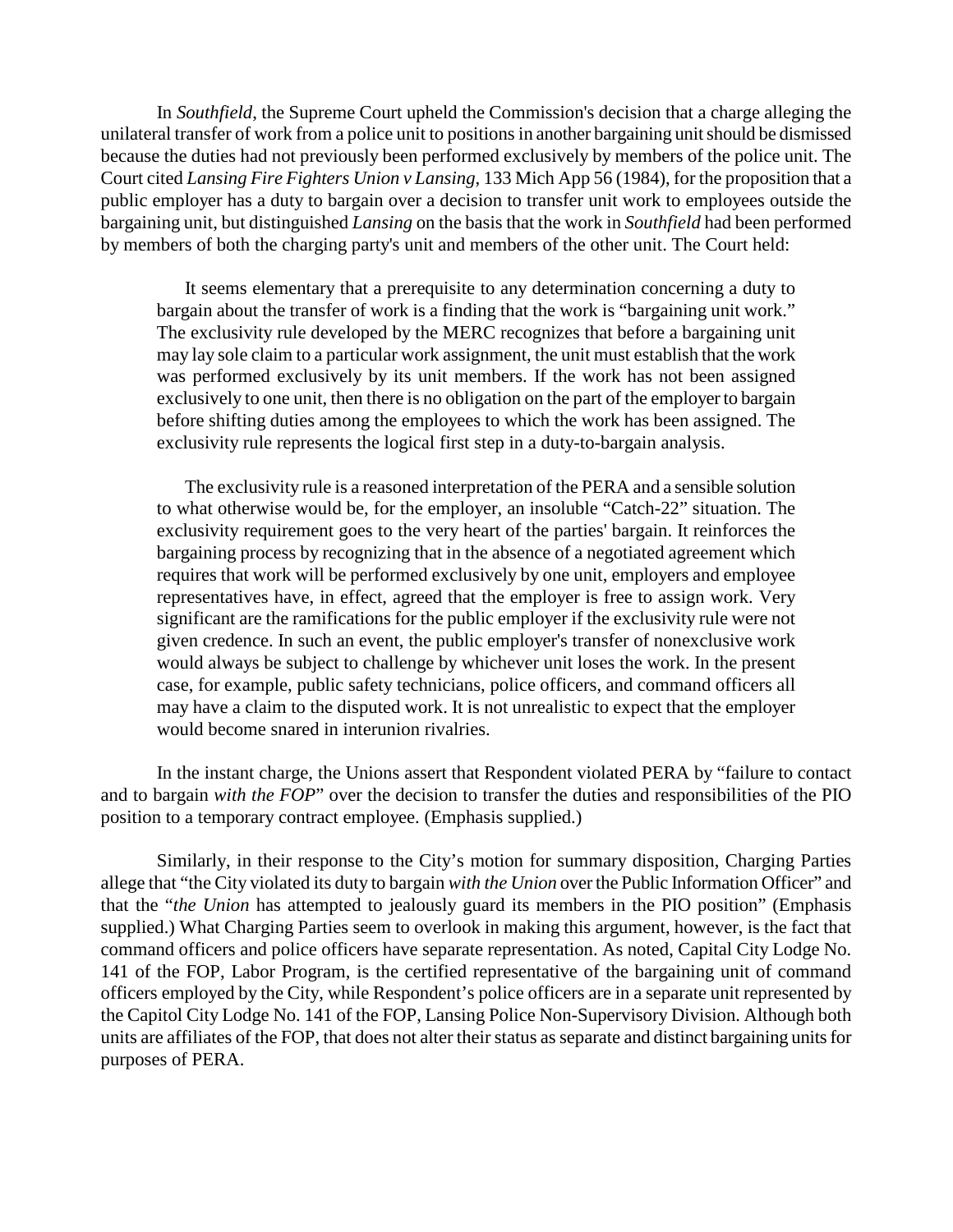In *Southfield*, the Supreme Court upheld the Commission's decision that a charge alleging the unilateral transfer of work from a police unit to positions in another bargaining unit should be dismissed because the duties had not previously been performed exclusively by members of the police unit. The Court cited *Lansing Fire Fighters Union v Lansing*, 133 Mich App 56 (1984), for the proposition that a public employer has a duty to bargain over a decision to transfer unit work to employees outside the bargaining unit, but distinguished *Lansing* on the basis that the work in *Southfield* had been performed by members of both the charging party's unit and members of the other unit. The Court held:

> It seems elementary that a prerequisite to any determination concerning a duty to bargain about the transfer of work is a finding that the work is "bargaining unit work." The exclusivity rule developed by the MERC recognizes that before a bargaining unit may lay sole claim to a particular work assignment, the unit must establish that the work was performed exclusively by its unit members. If the work has not been assigned exclusively to one unit, then there is no obligation on the part of the employer to bargain before shifting duties among the employees to which the work has been assigned. The exclusivity rule represents the logical first step in a duty-to-bargain analysis.
>
> The exclusivity rule is a reasoned interpretation of the PERA and a sensible solution to what otherwise would be, for the employer, an insoluble "Catch-22" situation. The exclusivity requirement goes to the very heart of the parties' bargain. It reinforces the bargaining process by recognizing that in the absence of a negotiated agreement which requires that work will be performed exclusively by one unit, employers and employee representatives have, in effect, agreed that the employer is free to assign work. Very significant are the ramifications for the public employer if the exclusivity rule were not given credence. In such an event, the public employer's transfer of nonexclusive work would always be subject to challenge by whichever unit loses the work. In the present case, for example, public safety technicians, police officers, and command officers all may have a claim to the disputed work. It is not unrealistic to expect that the employer would become snared in interunion rivalries.

In the instant charge, the Unions assert that Respondent violated PERA by "failure to contact and to bargain *with the FOP*" over the decision to transfer the duties and responsibilities of the PIO position to a temporary contract employee. (Emphasis supplied.)

Similarly, in their response to the City's motion for summary disposition, Charging Parties allege that "the City violated its duty to bargain *with the Union* over the Public Information Officer" and that the "*the Union* has attempted to jealously guard its members in the PIO position" (Emphasis supplied.) What Charging Parties seem to overlook in making this argument, however, is the fact that command officers and police officers have separate representation. As noted, Capital City Lodge No. 141 of the FOP, Labor Program, is the certified representative of the bargaining unit of command officers employed by the City, while Respondent's police officers are in a separate unit represented by the Capitol City Lodge No. 141 of the FOP, Lansing Police Non-Supervisory Division. Although both units are affiliates of the FOP, that does not alter their status as separate and distinct bargaining units for purposes of PERA.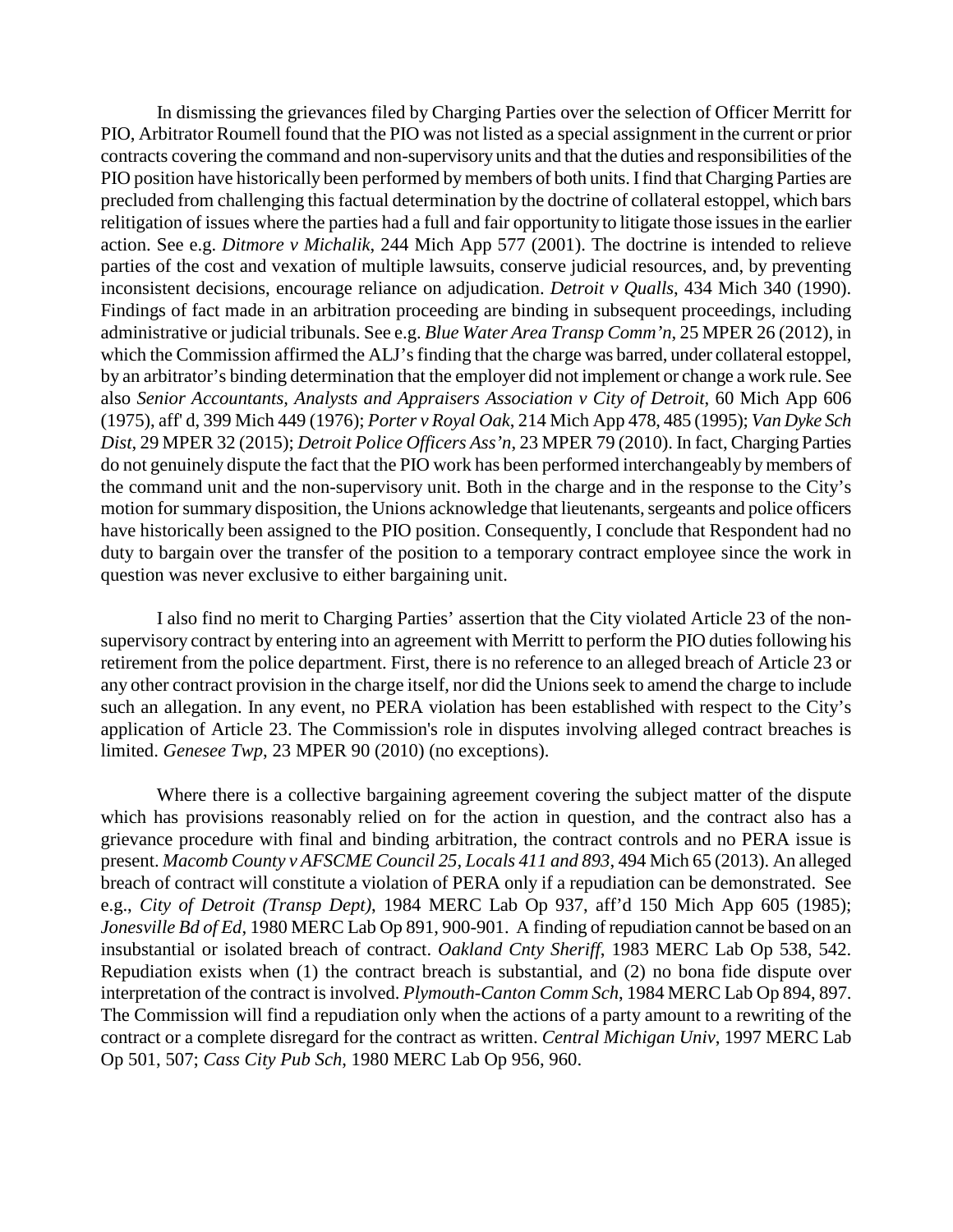In dismissing the grievances filed by Charging Parties over the selection of Officer Merritt for PIO, Arbitrator Roumell found that the PIO was not listed as a special assignment in the current or prior contracts covering the command and non-supervisory units and that the duties and responsibilities of the PIO position have historically been performed by members of both units. I find that Charging Parties are precluded from challenging this factual determination by the doctrine of collateral estoppel, which bars relitigation of issues where the parties had a full and fair opportunity to litigate those issues in the earlier action. See e.g. *Ditmore v Michalik*, 244 Mich App 577 (2001). The doctrine is intended to relieve parties of the cost and vexation of multiple lawsuits, conserve judicial resources, and, by preventing inconsistent decisions, encourage reliance on adjudication. *Detroit v Qualls*, 434 Mich 340 (1990). Findings of fact made in an arbitration proceeding are binding in subsequent proceedings, including administrative or judicial tribunals. See e.g. *Blue Water Area Transp Comm'n*, 25 MPER 26 (2012), in which the Commission affirmed the ALJ's finding that the charge was barred, under collateral estoppel, by an arbitrator's binding determination that the employer did not implement or change a work rule. See also *Senior Accountants, Analysts and Appraisers Association v City of Detroit*, 60 Mich App 606 (1975), aff' d, 399 Mich 449 (1976); *Porter v Royal Oak*, 214 Mich App 478, 485 (1995); *Van Dyke Sch Dist*, 29 MPER 32 (2015); *Detroit Police Officers Ass'n*, 23 MPER 79 (2010). In fact, Charging Parties do not genuinely dispute the fact that the PIO work has been performed interchangeably by members of the command unit and the non-supervisory unit. Both in the charge and in the response to the City's motion for summary disposition, the Unions acknowledge that lieutenants, sergeants and police officers have historically been assigned to the PIO position. Consequently, I conclude that Respondent had no duty to bargain over the transfer of the position to a temporary contract employee since the work in question was never exclusive to either bargaining unit.

I also find no merit to Charging Parties' assertion that the City violated Article 23 of the non-supervisory contract by entering into an agreement with Merritt to perform the PIO duties following his retirement from the police department. First, there is no reference to an alleged breach of Article 23 or any other contract provision in the charge itself, nor did the Unions seek to amend the charge to include such an allegation. In any event, no PERA violation has been established with respect to the City's application of Article 23. The Commission's role in disputes involving alleged contract breaches is limited. *Genesee Twp*, 23 MPER 90 (2010) (no exceptions).

Where there is a collective bargaining agreement covering the subject matter of the dispute which has provisions reasonably relied on for the action in question, and the contract also has a grievance procedure with final and binding arbitration, the contract controls and no PERA issue is present. *Macomb County v AFSCME Council 25, Locals 411 and 893*, 494 Mich 65 (2013). An alleged breach of contract will constitute a violation of PERA only if a repudiation can be demonstrated. See e.g., *City of Detroit (Transp Dept)*, 1984 MERC Lab Op 937, aff'd 150 Mich App 605 (1985); *Jonesville Bd of Ed*, 1980 MERC Lab Op 891, 900-901. A finding of repudiation cannot be based on an insubstantial or isolated breach of contract. *Oakland Cnty Sheriff*, 1983 MERC Lab Op 538, 542. Repudiation exists when (1) the contract breach is substantial, and (2) no bona fide dispute over interpretation of the contract is involved. *Plymouth-Canton Comm Sch*, 1984 MERC Lab Op 894, 897. The Commission will find a repudiation only when the actions of a party amount to a rewriting of the contract or a complete disregard for the contract as written. *Central Michigan Univ*, 1997 MERC Lab Op 501, 507; *Cass City Pub Sch*, 1980 MERC Lab Op 956, 960.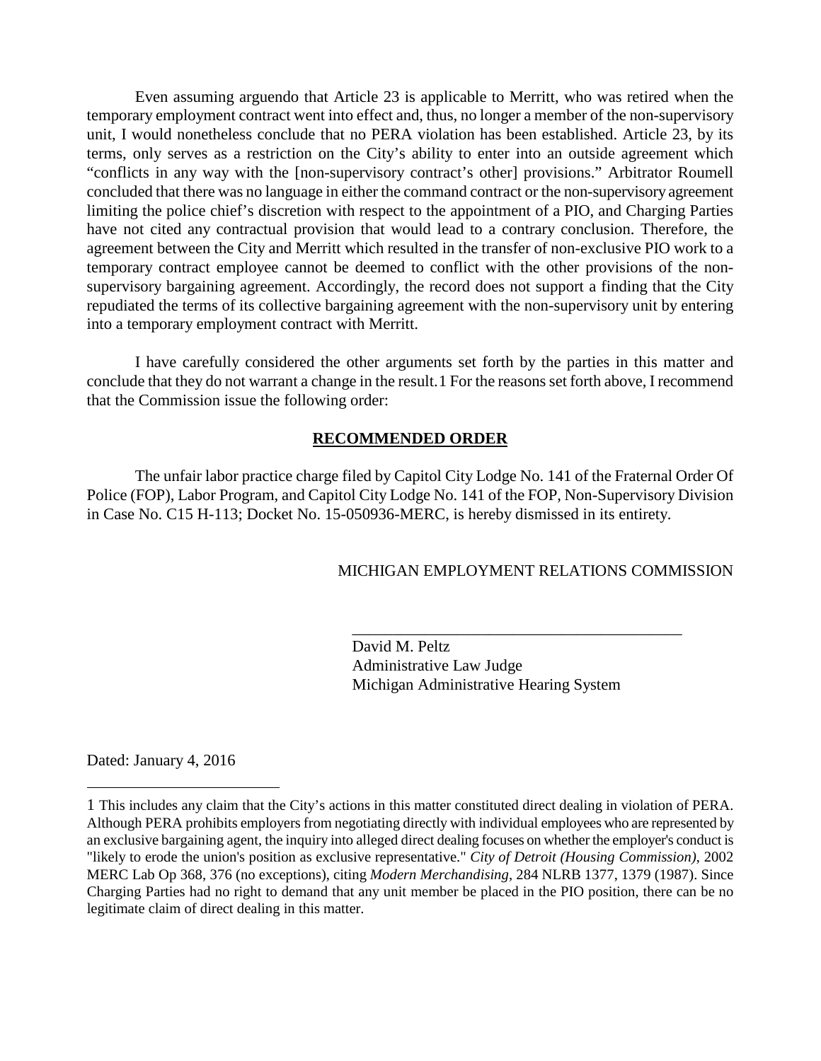Even assuming arguendo that Article 23 is applicable to Merritt, who was retired when the temporary employment contract went into effect and, thus, no longer a member of the non-supervisory unit, I would nonetheless conclude that no PERA violation has been established. Article 23, by its terms, only serves as a restriction on the City's ability to enter into an outside agreement which "conflicts in any way with the [non-supervisory contract's other] provisions." Arbitrator Roumell concluded that there was no language in either the command contract or the non-supervisory agreement limiting the police chief's discretion with respect to the appointment of a PIO, and Charging Parties have not cited any contractual provision that would lead to a contrary conclusion. Therefore, the agreement between the City and Merritt which resulted in the transfer of non-exclusive PIO work to a temporary contract employee cannot be deemed to conflict with the other provisions of the non-supervisory bargaining agreement. Accordingly, the record does not support a finding that the City repudiated the terms of its collective bargaining agreement with the non-supervisory unit by entering into a temporary employment contract with Merritt.

I have carefully considered the other arguments set forth by the parties in this matter and conclude that they do not warrant a change in the result.[1] For the reasons set forth above, I recommend that the Commission issue the following order:

## RECOMMENDED ORDER

The unfair labor practice charge filed by Capitol City Lodge No. 141 of the Fraternal Order Of Police (FOP), Labor Program, and Capitol City Lodge No. 141 of the FOP, Non-Supervisory Division in Case No. C15 H-113; Docket No. 15-050936-MERC, is hereby dismissed in its entirety.

MICHIGAN EMPLOYMENT RELATIONS COMMISSION

\_\_\_\_\_\_\_\_\_\_\_\_\_\_\_\_\_\_\_\_\_\_\_\_\_\_\_\_\_\_\_\_\_\_\_\_\_\_\_\_\_\_

David M. Peltz
Administrative Law Judge
Michigan Administrative Hearing System

Dated: January 4, 2016

---

1 This includes any claim that the City's actions in this matter constituted direct dealing in violation of PERA. Although PERA prohibits employers from negotiating directly with individual employees who are represented by an exclusive bargaining agent, the inquiry into alleged direct dealing focuses on whether the employer's conduct is "likely to erode the union's position as exclusive representative." *City of Detroit (Housing Commission)*, 2002 MERC Lab Op 368, 376 (no exceptions), citing *Modern Merchandising*, 284 NLRB 1377, 1379 (1987). Since Charging Parties had no right to demand that any unit member be placed in the PIO position, there can be no legitimate claim of direct dealing in this matter.